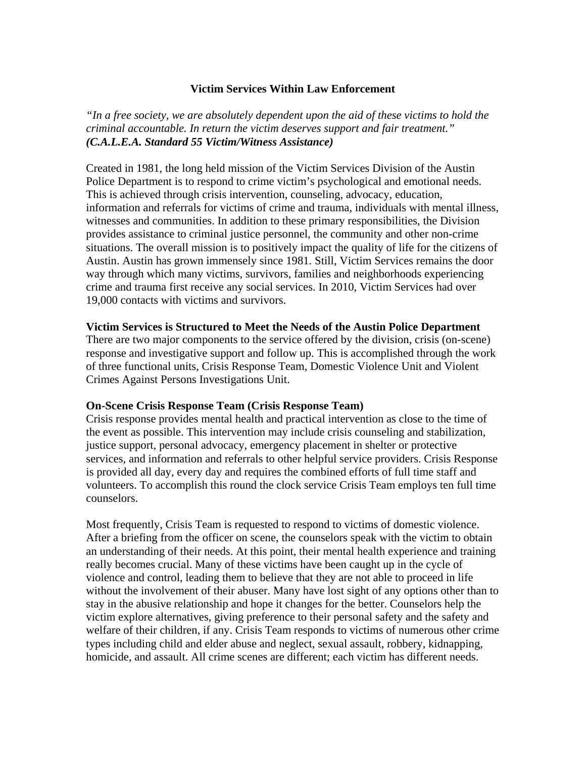# Victim Services Within Law Enforcement

*"In a free society, we are absolutely dependent upon the aid of these victims to hold the criminal accountable. In return the victim deserves support and fair treatment."*
***(C.A.L.E.A. Standard 55 Victim/Witness Assistance)***

Created in 1981, the long held mission of the Victim Services Division of the Austin Police Department is to respond to crime victim's psychological and emotional needs. This is achieved through crisis intervention, counseling, advocacy, education, information and referrals for victims of crime and trauma, individuals with mental illness, witnesses and communities. In addition to these primary responsibilities, the Division provides assistance to criminal justice personnel, the community and other non-crime situations. The overall mission is to positively impact the quality of life for the citizens of Austin. Austin has grown immensely since 1981. Still, Victim Services remains the door way through which many victims, survivors, families and neighborhoods experiencing crime and trauma first receive any social services. In 2010, Victim Services had over 19,000 contacts with victims and survivors.

**Victim Services is Structured to Meet the Needs of the Austin Police Department**
There are two major components to the service offered by the division, crisis (on-scene) response and investigative support and follow up. This is accomplished through the work of three functional units, Crisis Response Team, Domestic Violence Unit and Violent Crimes Against Persons Investigations Unit.

**On-Scene Crisis Response Team (Crisis Response Team)**
Crisis response provides mental health and practical intervention as close to the time of the event as possible. This intervention may include crisis counseling and stabilization, justice support, personal advocacy, emergency placement in shelter or protective services, and information and referrals to other helpful service providers. Crisis Response is provided all day, every day and requires the combined efforts of full time staff and volunteers. To accomplish this round the clock service Crisis Team employs ten full time counselors.

Most frequently, Crisis Team is requested to respond to victims of domestic violence. After a briefing from the officer on scene, the counselors speak with the victim to obtain an understanding of their needs. At this point, their mental health experience and training really becomes crucial. Many of these victims have been caught up in the cycle of violence and control, leading them to believe that they are not able to proceed in life without the involvement of their abuser. Many have lost sight of any options other than to stay in the abusive relationship and hope it changes for the better. Counselors help the victim explore alternatives, giving preference to their personal safety and the safety and welfare of their children, if any. Crisis Team responds to victims of numerous other crime types including child and elder abuse and neglect, sexual assault, robbery, kidnapping, homicide, and assault. All crime scenes are different; each victim has different needs.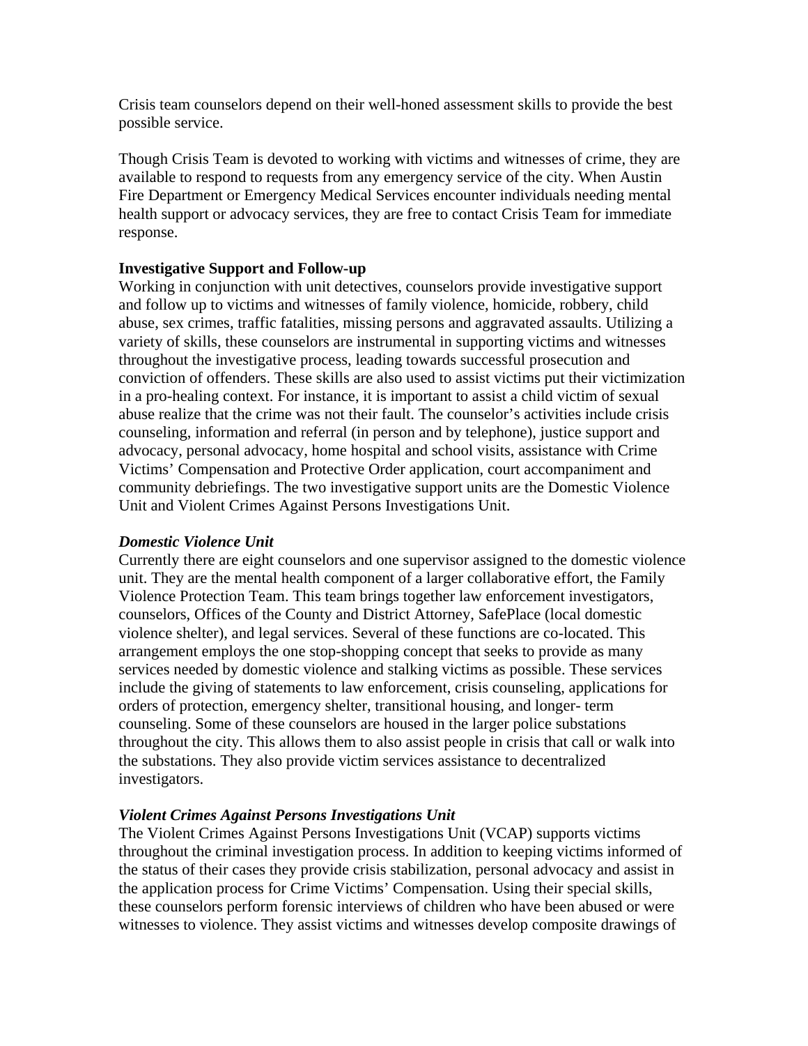Crisis team counselors depend on their well-honed assessment skills to provide the best possible service.

Though Crisis Team is devoted to working with victims and witnesses of crime, they are available to respond to requests from any emergency service of the city. When Austin Fire Department or Emergency Medical Services encounter individuals needing mental health support or advocacy services, they are free to contact Crisis Team for immediate response.

**Investigative Support and Follow-up**

Working in conjunction with unit detectives, counselors provide investigative support and follow up to victims and witnesses of family violence, homicide, robbery, child abuse, sex crimes, traffic fatalities, missing persons and aggravated assaults. Utilizing a variety of skills, these counselors are instrumental in supporting victims and witnesses throughout the investigative process, leading towards successful prosecution and conviction of offenders. These skills are also used to assist victims put their victimization in a pro-healing context. For instance, it is important to assist a child victim of sexual abuse realize that the crime was not their fault. The counselor's activities include crisis counseling, information and referral (in person and by telephone), justice support and advocacy, personal advocacy, home hospital and school visits, assistance with Crime Victims' Compensation and Protective Order application, court accompaniment and community debriefings. The two investigative support units are the Domestic Violence Unit and Violent Crimes Against Persons Investigations Unit.

***Domestic Violence Unit***

Currently there are eight counselors and one supervisor assigned to the domestic violence unit. They are the mental health component of a larger collaborative effort, the Family Violence Protection Team. This team brings together law enforcement investigators, counselors, Offices of the County and District Attorney, SafePlace (local domestic violence shelter), and legal services. Several of these functions are co-located. This arrangement employs the one stop-shopping concept that seeks to provide as many services needed by domestic violence and stalking victims as possible. These services include the giving of statements to law enforcement, crisis counseling, applications for orders of protection, emergency shelter, transitional housing, and longer- term counseling. Some of these counselors are housed in the larger police substations throughout the city. This allows them to also assist people in crisis that call or walk into the substations. They also provide victim services assistance to decentralized investigators.

***Violent Crimes Against Persons Investigations Unit***

The Violent Crimes Against Persons Investigations Unit (VCAP) supports victims throughout the criminal investigation process. In addition to keeping victims informed of the status of their cases they provide crisis stabilization, personal advocacy and assist in the application process for Crime Victims' Compensation. Using their special skills, these counselors perform forensic interviews of children who have been abused or were witnesses to violence. They assist victims and witnesses develop composite drawings of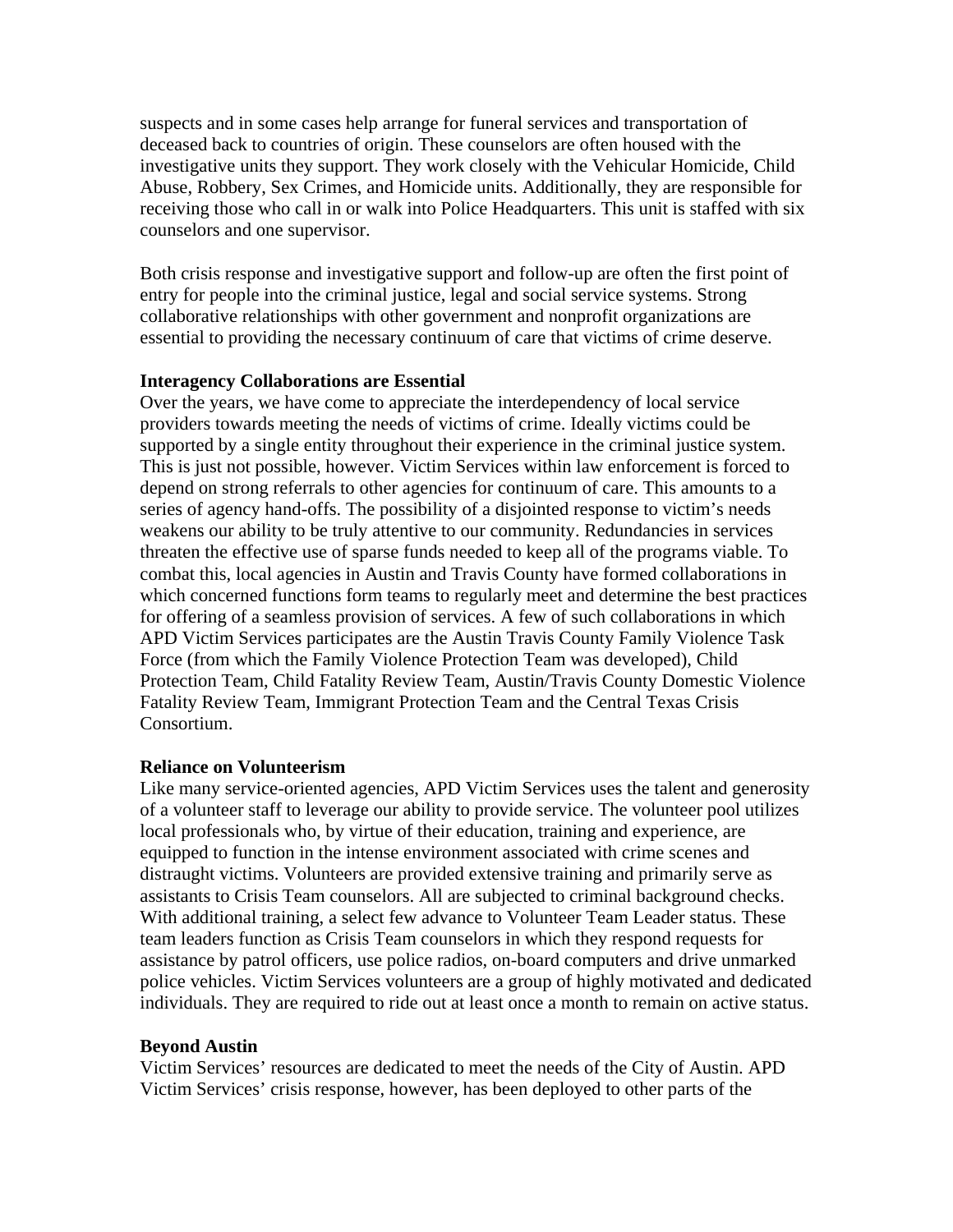suspects and in some cases help arrange for funeral services and transportation of deceased back to countries of origin. These counselors are often housed with the investigative units they support. They work closely with the Vehicular Homicide, Child Abuse, Robbery, Sex Crimes, and Homicide units. Additionally, they are responsible for receiving those who call in or walk into Police Headquarters. This unit is staffed with six counselors and one supervisor.

Both crisis response and investigative support and follow-up are often the first point of entry for people into the criminal justice, legal and social service systems. Strong collaborative relationships with other government and nonprofit organizations are essential to providing the necessary continuum of care that victims of crime deserve.

**Interagency Collaborations are Essential**

Over the years, we have come to appreciate the interdependency of local service providers towards meeting the needs of victims of crime. Ideally victims could be supported by a single entity throughout their experience in the criminal justice system. This is just not possible, however. Victim Services within law enforcement is forced to depend on strong referrals to other agencies for continuum of care. This amounts to a series of agency hand-offs. The possibility of a disjointed response to victim's needs weakens our ability to be truly attentive to our community. Redundancies in services threaten the effective use of sparse funds needed to keep all of the programs viable. To combat this, local agencies in Austin and Travis County have formed collaborations in which concerned functions form teams to regularly meet and determine the best practices for offering of a seamless provision of services. A few of such collaborations in which APD Victim Services participates are the Austin Travis County Family Violence Task Force (from which the Family Violence Protection Team was developed), Child Protection Team, Child Fatality Review Team, Austin/Travis County Domestic Violence Fatality Review Team, Immigrant Protection Team and the Central Texas Crisis Consortium.

**Reliance on Volunteerism**

Like many service-oriented agencies, APD Victim Services uses the talent and generosity of a volunteer staff to leverage our ability to provide service. The volunteer pool utilizes local professionals who, by virtue of their education, training and experience, are equipped to function in the intense environment associated with crime scenes and distraught victims. Volunteers are provided extensive training and primarily serve as assistants to Crisis Team counselors. All are subjected to criminal background checks. With additional training, a select few advance to Volunteer Team Leader status. These team leaders function as Crisis Team counselors in which they respond requests for assistance by patrol officers, use police radios, on-board computers and drive unmarked police vehicles. Victim Services volunteers are a group of highly motivated and dedicated individuals. They are required to ride out at least once a month to remain on active status.

**Beyond Austin**

Victim Services' resources are dedicated to meet the needs of the City of Austin. APD Victim Services' crisis response, however, has been deployed to other parts of the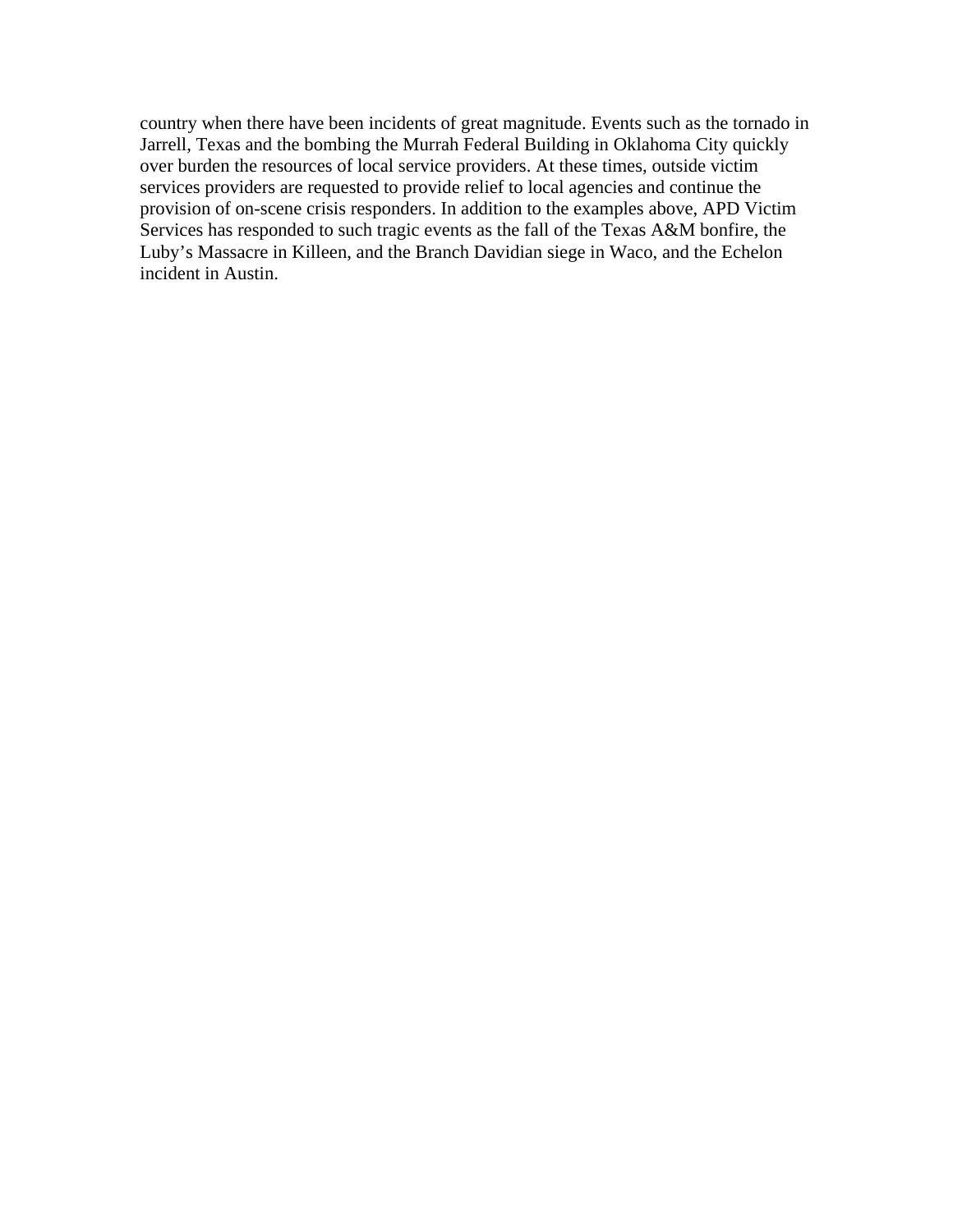country when there have been incidents of great magnitude. Events such as the tornado in Jarrell, Texas and the bombing the Murrah Federal Building in Oklahoma City quickly over burden the resources of local service providers. At these times, outside victim services providers are requested to provide relief to local agencies and continue the provision of on-scene crisis responders. In addition to the examples above, APD Victim Services has responded to such tragic events as the fall of the Texas A&M bonfire, the Luby's Massacre in Killeen, and the Branch Davidian siege in Waco, and the Echelon incident in Austin.